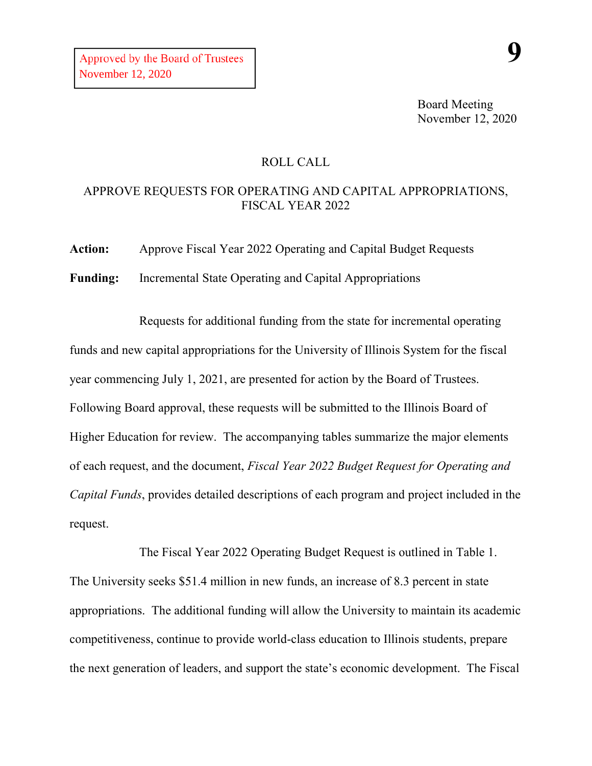Approved by the Board of Trustees
November 12, 2020

**9**

Board Meeting
November 12, 2020

ROLL CALL

APPROVE REQUESTS FOR OPERATING AND CAPITAL APPROPRIATIONS, FISCAL YEAR 2022

**Action:** Approve Fiscal Year 2022 Operating and Capital Budget Requests

**Funding:** Incremental State Operating and Capital Appropriations

Requests for additional funding from the state for incremental operating funds and new capital appropriations for the University of Illinois System for the fiscal year commencing July 1, 2021, are presented for action by the Board of Trustees. Following Board approval, these requests will be submitted to the Illinois Board of Higher Education for review. The accompanying tables summarize the major elements of each request, and the document, *Fiscal Year 2022 Budget Request for Operating and Capital Funds*, provides detailed descriptions of each program and project included in the request.

The Fiscal Year 2022 Operating Budget Request is outlined in Table 1. The University seeks $51.4 million in new funds, an increase of 8.3 percent in state appropriations. The additional funding will allow the University to maintain its academic competitiveness, continue to provide world-class education to Illinois students, prepare the next generation of leaders, and support the state's economic development. The Fiscal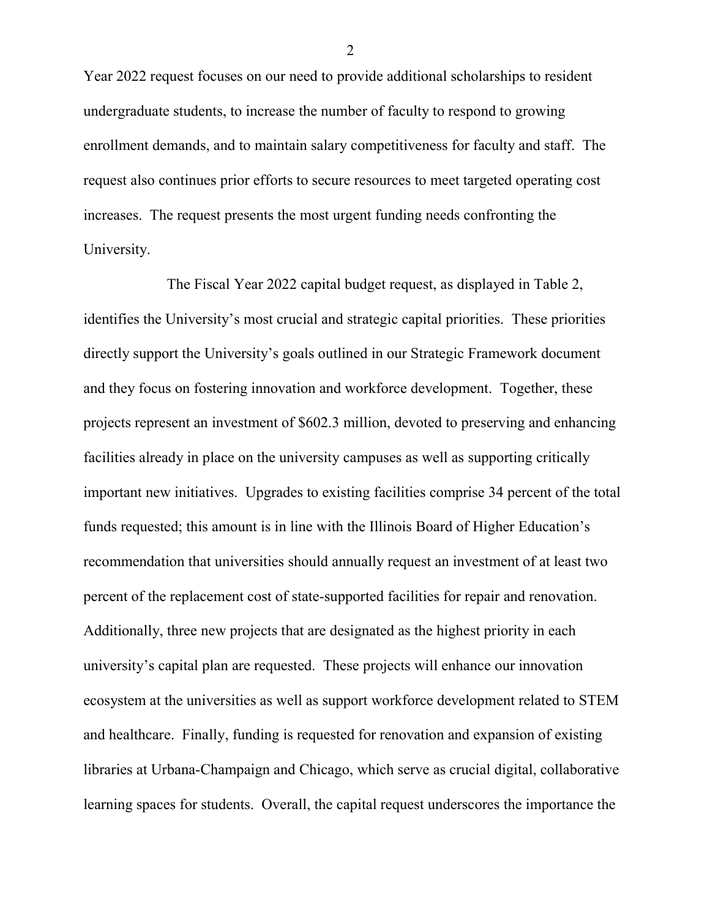Year 2022 request focuses on our need to provide additional scholarships to resident undergraduate students, to increase the number of faculty to respond to growing enrollment demands, and to maintain salary competitiveness for faculty and staff. The request also continues prior efforts to secure resources to meet targeted operating cost increases. The request presents the most urgent funding needs confronting the University.

The Fiscal Year 2022 capital budget request, as displayed in Table 2, identifies the University's most crucial and strategic capital priorities. These priorities directly support the University's goals outlined in our Strategic Framework document and they focus on fostering innovation and workforce development. Together, these projects represent an investment of $602.3 million, devoted to preserving and enhancing facilities already in place on the university campuses as well as supporting critically important new initiatives. Upgrades to existing facilities comprise 34 percent of the total funds requested; this amount is in line with the Illinois Board of Higher Education's recommendation that universities should annually request an investment of at least two percent of the replacement cost of state-supported facilities for repair and renovation. Additionally, three new projects that are designated as the highest priority in each university's capital plan are requested. These projects will enhance our innovation ecosystem at the universities as well as support workforce development related to STEM and healthcare. Finally, funding is requested for renovation and expansion of existing libraries at Urbana-Champaign and Chicago, which serve as crucial digital, collaborative learning spaces for students. Overall, the capital request underscores the importance the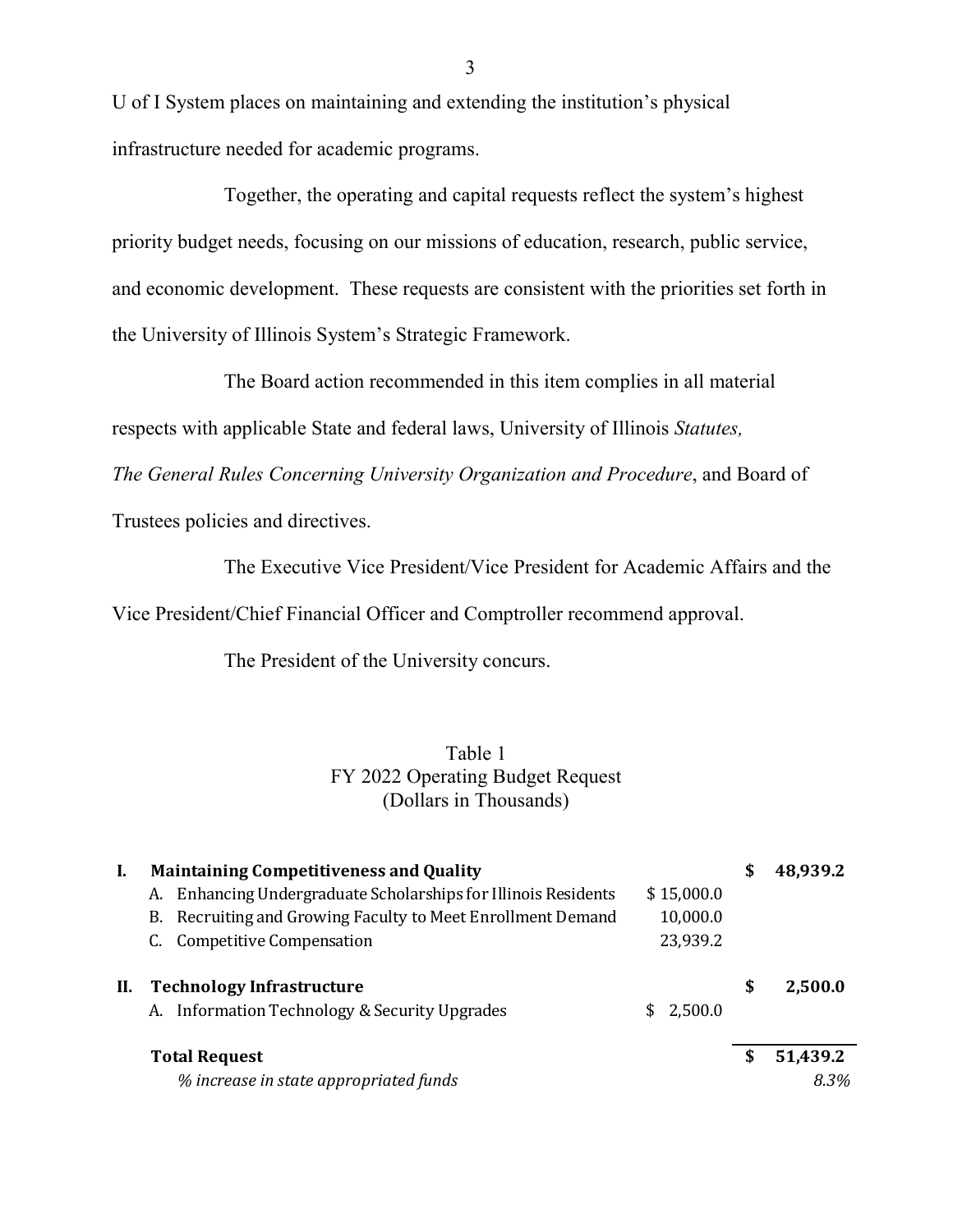U of I System places on maintaining and extending the institution's physical infrastructure needed for academic programs.

Together, the operating and capital requests reflect the system's highest priority budget needs, focusing on our missions of education, research, public service, and economic development. These requests are consistent with the priorities set forth in the University of Illinois System's Strategic Framework.

The Board action recommended in this item complies in all material respects with applicable State and federal laws, University of Illinois *Statutes, The General Rules Concerning University Organization and Procedure*, and Board of Trustees policies and directives.

The Executive Vice President/Vice President for Academic Affairs and the Vice President/Chief Financial Officer and Comptroller recommend approval.

The President of the University concurs.

Table 1
FY 2022 Operating Budget Request
(Dollars in Thousands)

| | | | |
|---|---|---|---|
| **I.** | **Maintaining Competitiveness and Quality** | | **$ 48,939.2** |
| | A. Enhancing Undergraduate Scholarships for Illinois Residents | $ 15,000.0 | |
| | B. Recruiting and Growing Faculty to Meet Enrollment Demand | 10,000.0 | |
| | C. Competitive Compensation | 23,939.2 | |
| **II.** | **Technology Infrastructure** | | **$ 2,500.0** |
| | A. Information Technology & Security Upgrades | $ 2,500.0 | |
| | **Total Request** | | **$ 51,439.2** |
| | *% increase in state appropriated funds* | | *8.3%* |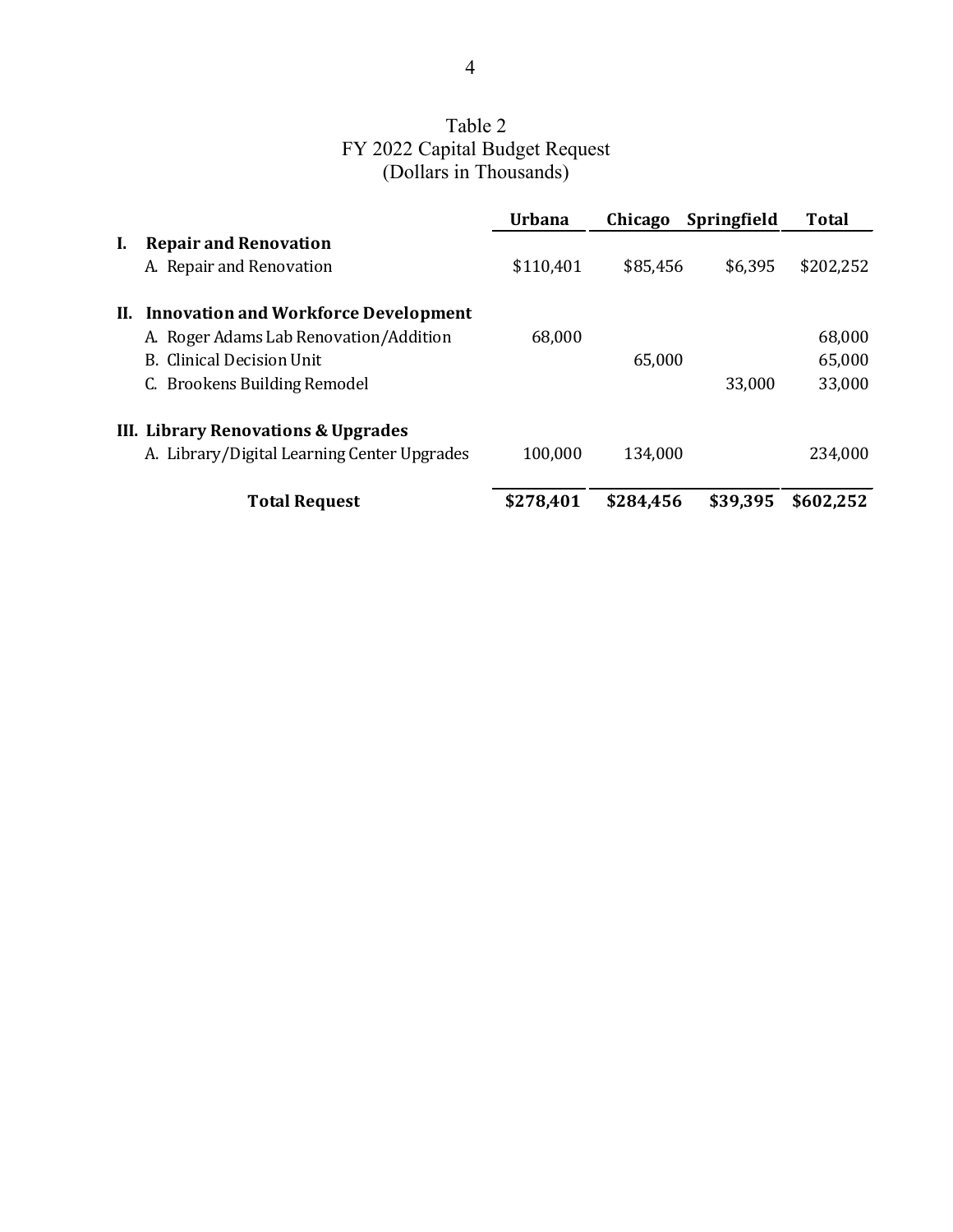Table 2
FY 2022 Capital Budget Request
(Dollars in Thousands)

| | Urbana | Chicago | Springfield | Total |
|---|---|---|---|---|
| **I. Repair and Renovation** | | | | |
| A. Repair and Renovation | $110,401 | $85,456 | $6,395 | $202,252 |
| **II. Innovation and Workforce Development** | | | | |
| A. Roger Adams Lab Renovation/Addition | 68,000 | | | 68,000 |
| B. Clinical Decision Unit | | 65,000 | | 65,000 |
| C. Brookens Building Remodel | | | 33,000 | 33,000 |
| **III. Library Renovations & Upgrades** | | | | |
| A. Library/Digital Learning Center Upgrades | 100,000 | 134,000 | | 234,000 |
| **Total Request** | **$278,401** | **$284,456** | **$39,395** | **$602,252** |